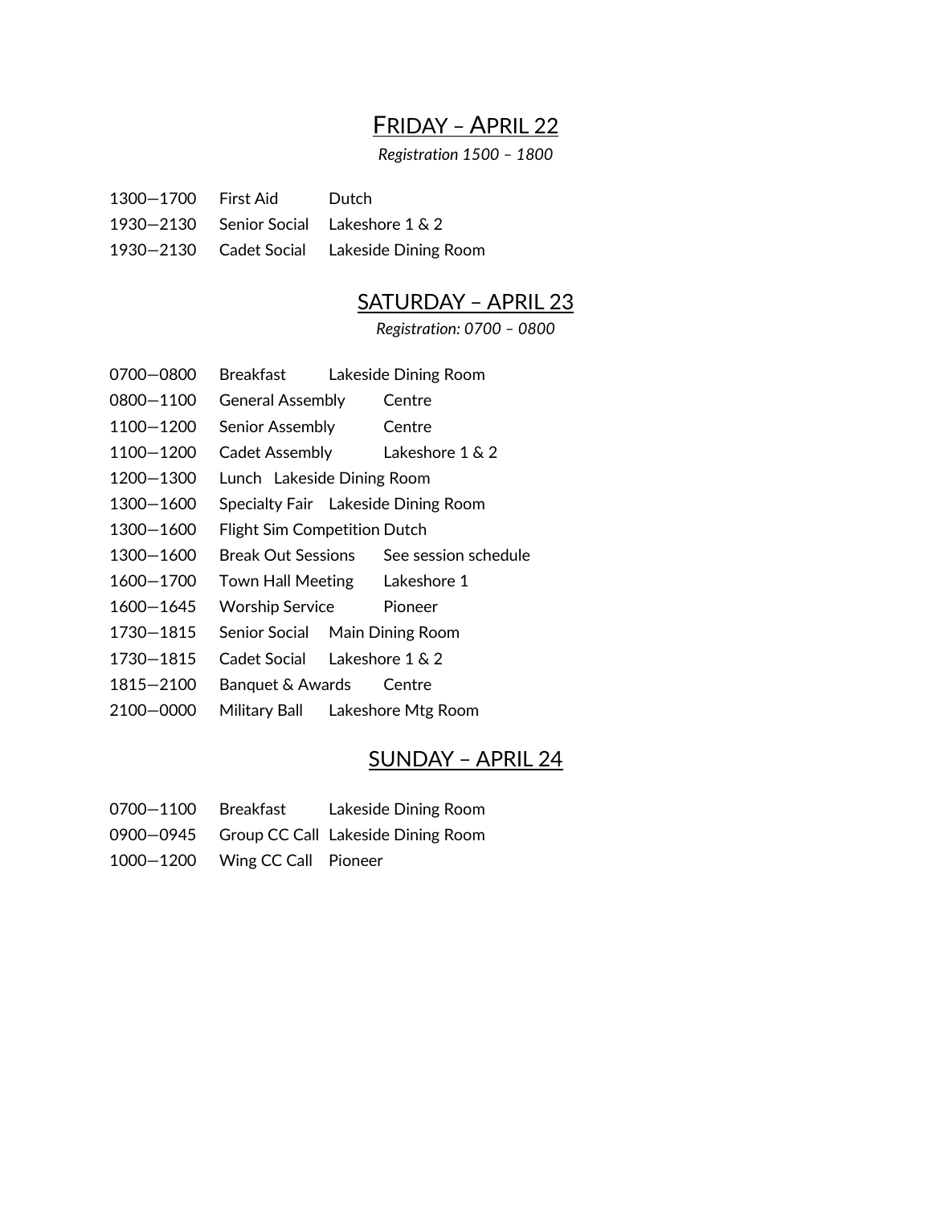## FRIDAY – APRIL 22

*Registration 1500 – 1800*

| | | |
|---|---|---|
| 1300—1700 | First Aid | Dutch |
| 1930—2130 | Senior Social | Lakeshore 1 & 2 |
| 1930—2130 | Cadet Social | Lakeside Dining Room |

## SATURDAY – APRIL 23

*Registration: 0700 – 0800*

| | | |
|---|---|---|
| 0700—0800 | Breakfast | Lakeside Dining Room |
| 0800—1100 | General Assembly | Centre |
| 1100—1200 | Senior Assembly | Centre |
| 1100—1200 | Cadet Assembly | Lakeshore 1 & 2 |
| 1200—1300 | Lunch | Lakeside Dining Room |
| 1300—1600 | Specialty Fair | Lakeside Dining Room |
| 1300—1600 | Flight Sim Competition | Dutch |
| 1300—1600 | Break Out Sessions | See session schedule |
| 1600—1700 | Town Hall Meeting | Lakeshore 1 |
| 1600—1645 | Worship Service | Pioneer |
| 1730—1815 | Senior Social | Main Dining Room |
| 1730—1815 | Cadet Social | Lakeshore 1 & 2 |
| 1815—2100 | Banquet & Awards | Centre |
| 2100—0000 | Military Ball | Lakeshore Mtg Room |

## SUNDAY – APRIL 24

| | | |
|---|---|---|
| 0700—1100 | Breakfast | Lakeside Dining Room |
| 0900—0945 | Group CC Call | Lakeside Dining Room |
| 1000—1200 | Wing CC Call | Pioneer |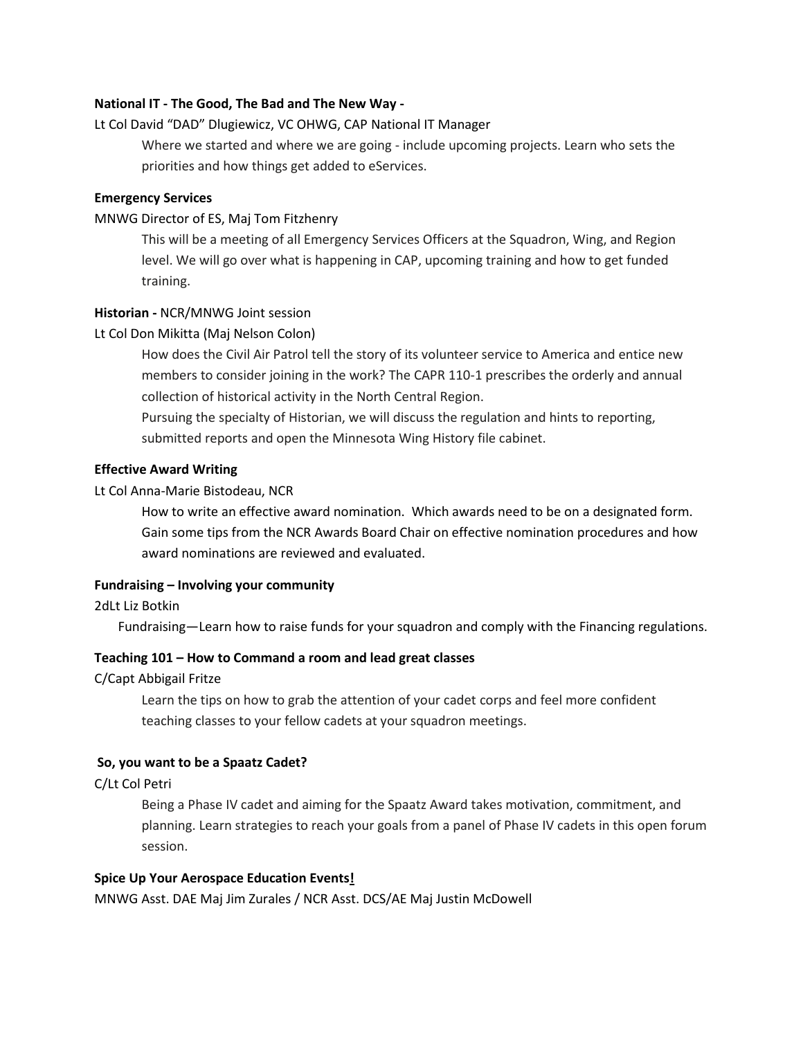**National IT - The Good, The Bad and The New Way -**

Lt Col David "DAD" Dlugiewicz, VC OHWG, CAP National IT Manager

Where we started and where we are going - include upcoming projects. Learn who sets the priorities and how things get added to eServices.

**Emergency Services**

MNWG Director of ES, Maj Tom Fitzhenry

This will be a meeting of all Emergency Services Officers at the Squadron, Wing, and Region level. We will go over what is happening in CAP, upcoming training and how to get funded training.

**Historian -** NCR/MNWG Joint session

Lt Col Don Mikitta (Maj Nelson Colon)

How does the Civil Air Patrol tell the story of its volunteer service to America and entice new members to consider joining in the work? The CAPR 110-1 prescribes the orderly and annual collection of historical activity in the North Central Region.

Pursuing the specialty of Historian, we will discuss the regulation and hints to reporting, submitted reports and open the Minnesota Wing History file cabinet.

**Effective Award Writing**

Lt Col Anna-Marie Bistodeau, NCR

How to write an effective award nomination. Which awards need to be on a designated form. Gain some tips from the NCR Awards Board Chair on effective nomination procedures and how award nominations are reviewed and evaluated.

**Fundraising – Involving your community**

2dLt Liz Botkin

Fundraising—Learn how to raise funds for your squadron and comply with the Financing regulations.

**Teaching 101 – How to Command a room and lead great classes**

C/Capt Abbigail Fritze

Learn the tips on how to grab the attention of your cadet corps and feel more confident teaching classes to your fellow cadets at your squadron meetings.

**So, you want to be a Spaatz Cadet?**

C/Lt Col Petri

Being a Phase IV cadet and aiming for the Spaatz Award takes motivation, commitment, and planning. Learn strategies to reach your goals from a panel of Phase IV cadets in this open forum session.

**Spice Up Your Aerospace Education Events!**

MNWG Asst. DAE Maj Jim Zurales / NCR Asst. DCS/AE Maj Justin McDowell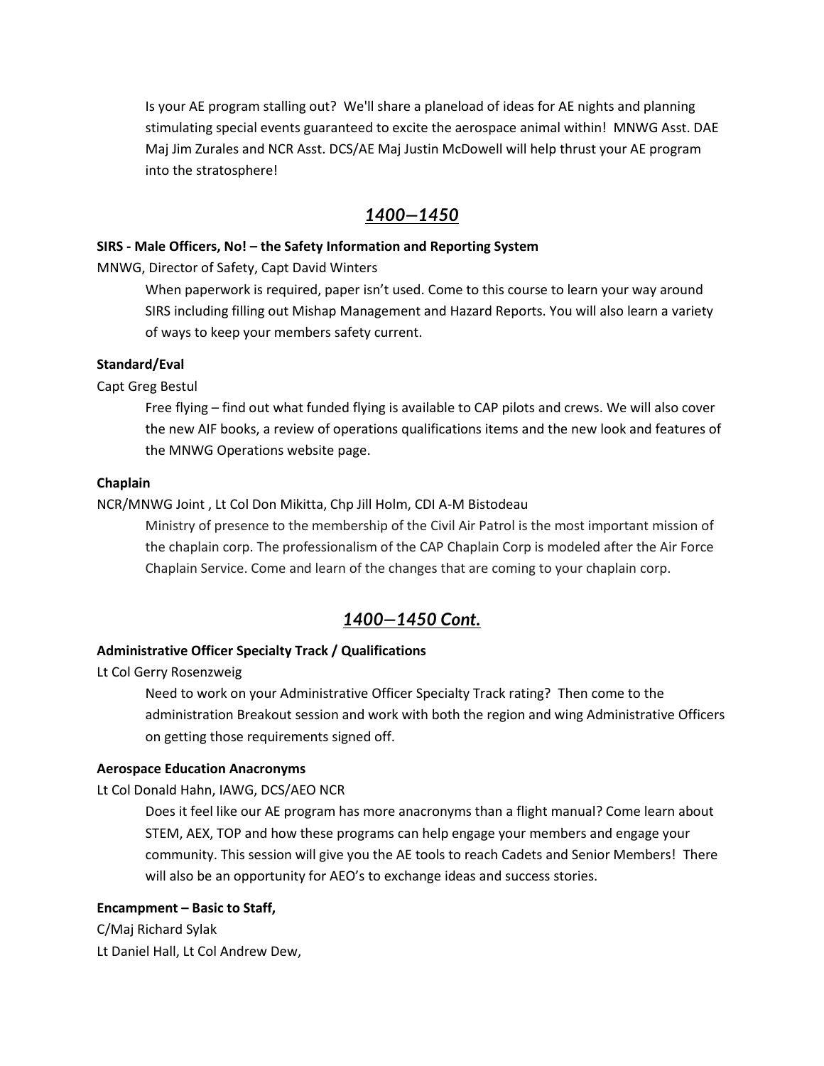Is your AE program stalling out? We'll share a planeload of ideas for AE nights and planning stimulating special events guaranteed to excite the aerospace animal within! MNWG Asst. DAE Maj Jim Zurales and NCR Asst. DCS/AE Maj Justin McDowell will help thrust your AE program into the stratosphere!

## *1400—1450*

**SIRS - Male Officers, No! – the Safety Information and Reporting System**

MNWG, Director of Safety, Capt David Winters

When paperwork is required, paper isn't used. Come to this course to learn your way around SIRS including filling out Mishap Management and Hazard Reports. You will also learn a variety of ways to keep your members safety current.

**Standard/Eval**

Capt Greg Bestul

Free flying – find out what funded flying is available to CAP pilots and crews. We will also cover the new AIF books, a review of operations qualifications items and the new look and features of the MNWG Operations website page.

**Chaplain**

NCR/MNWG Joint , Lt Col Don Mikitta, Chp Jill Holm, CDI A-M Bistodeau

Ministry of presence to the membership of the Civil Air Patrol is the most important mission of the chaplain corp. The professionalism of the CAP Chaplain Corp is modeled after the Air Force Chaplain Service. Come and learn of the changes that are coming to your chaplain corp.

## *1400—1450 Cont.*

**Administrative Officer Specialty Track / Qualifications**

Lt Col Gerry Rosenzweig

Need to work on your Administrative Officer Specialty Track rating? Then come to the administration Breakout session and work with both the region and wing Administrative Officers on getting those requirements signed off.

**Aerospace Education Anacronyms**

Lt Col Donald Hahn, IAWG, DCS/AEO NCR

Does it feel like our AE program has more anacronyms than a flight manual? Come learn about STEM, AEX, TOP and how these programs can help engage your members and engage your community. This session will give you the AE tools to reach Cadets and Senior Members! There will also be an opportunity for AEO's to exchange ideas and success stories.

**Encampment – Basic to Staff,**

C/Maj Richard Sylak

Lt Daniel Hall, Lt Col Andrew Dew,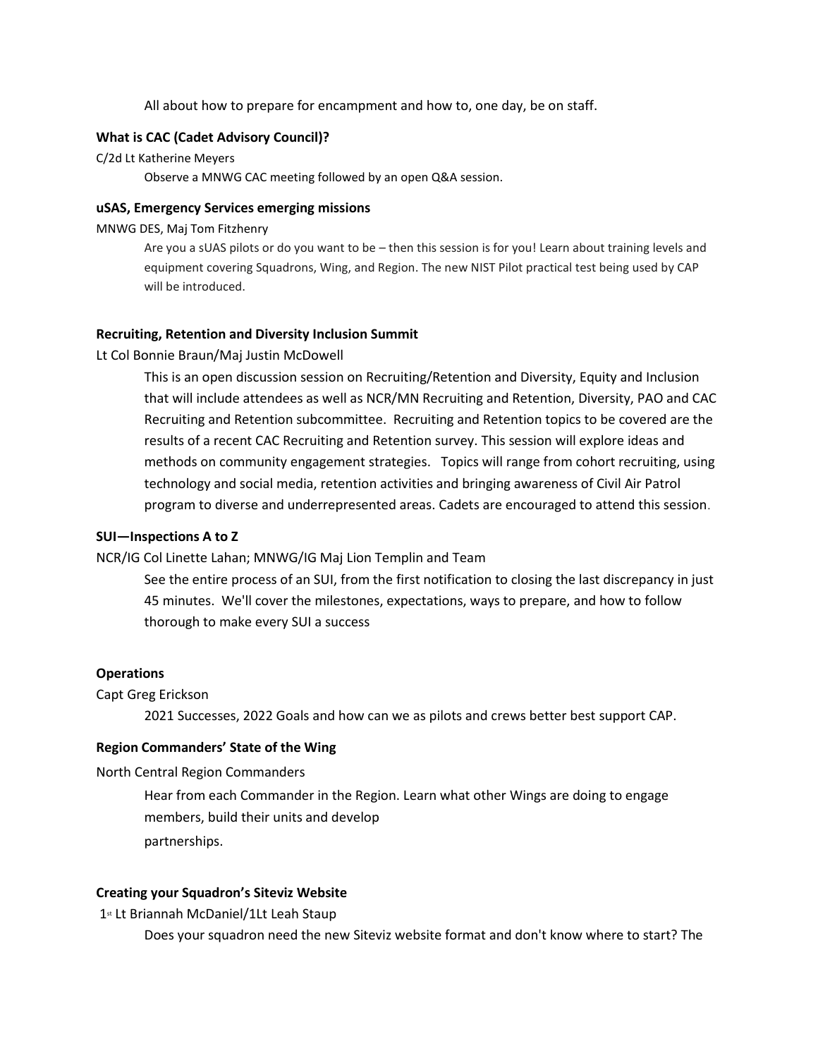All about how to prepare for encampment and how to, one day, be on staff.

**What is CAC (Cadet Advisory Council)?**

C/2d Lt Katherine Meyers

Observe a MNWG CAC meeting followed by an open Q&A session.

**uSAS, Emergency Services emerging missions**

MNWG DES, Maj Tom Fitzhenry

Are you a sUAS pilots or do you want to be – then this session is for you! Learn about training levels and equipment covering Squadrons, Wing, and Region. The new NIST Pilot practical test being used by CAP will be introduced.

**Recruiting, Retention and Diversity Inclusion Summit**

Lt Col Bonnie Braun/Maj Justin McDowell

This is an open discussion session on Recruiting/Retention and Diversity, Equity and Inclusion that will include attendees as well as NCR/MN Recruiting and Retention, Diversity, PAO and CAC Recruiting and Retention subcommittee. Recruiting and Retention topics to be covered are the results of a recent CAC Recruiting and Retention survey. This session will explore ideas and methods on community engagement strategies. Topics will range from cohort recruiting, using technology and social media, retention activities and bringing awareness of Civil Air Patrol program to diverse and underrepresented areas. Cadets are encouraged to attend this session.

**SUI—Inspections A to Z**

NCR/IG Col Linette Lahan; MNWG/IG Maj Lion Templin and Team

See the entire process of an SUI, from the first notification to closing the last discrepancy in just 45 minutes. We'll cover the milestones, expectations, ways to prepare, and how to follow thorough to make every SUI a success

**Operations**

Capt Greg Erickson

2021 Successes, 2022 Goals and how can we as pilots and crews better best support CAP.

**Region Commanders' State of the Wing**

North Central Region Commanders

Hear from each Commander in the Region. Learn what other Wings are doing to engage members, build their units and develop partnerships.

**Creating your Squadron's Siteviz Website**

1st Lt Briannah McDaniel/1Lt Leah Staup

Does your squadron need the new Siteviz website format and don't know where to start? The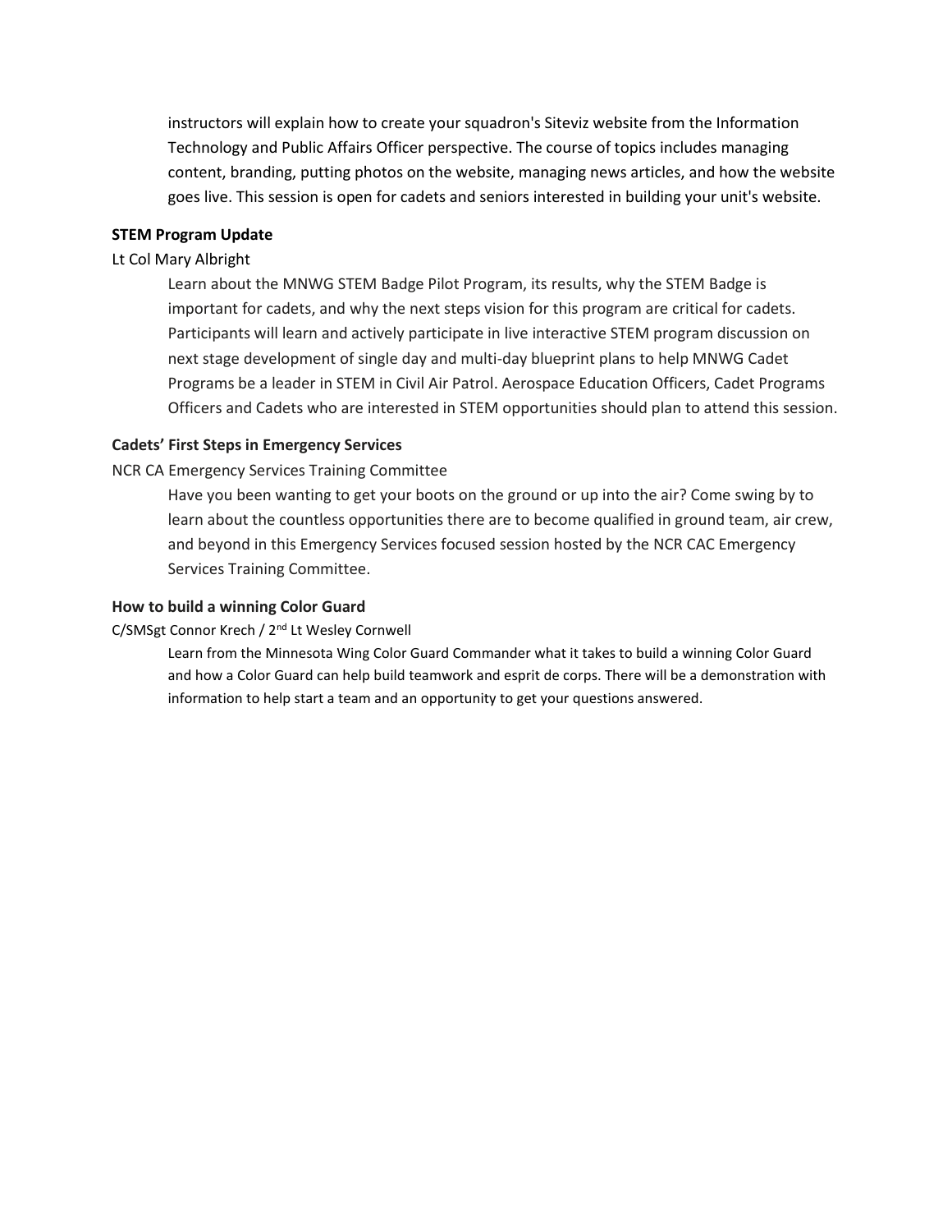instructors will explain how to create your squadron's Siteviz website from the Information Technology and Public Affairs Officer perspective. The course of topics includes managing content, branding, putting photos on the website, managing news articles, and how the website goes live. This session is open for cadets and seniors interested in building your unit's website.

**STEM Program Update**

Lt Col Mary Albright

Learn about the MNWG STEM Badge Pilot Program, its results, why the STEM Badge is important for cadets, and why the next steps vision for this program are critical for cadets. Participants will learn and actively participate in live interactive STEM program discussion on next stage development of single day and multi-day blueprint plans to help MNWG Cadet Programs be a leader in STEM in Civil Air Patrol. Aerospace Education Officers, Cadet Programs Officers and Cadets who are interested in STEM opportunities should plan to attend this session.

**Cadets' First Steps in Emergency Services**

NCR CA Emergency Services Training Committee

Have you been wanting to get your boots on the ground or up into the air? Come swing by to learn about the countless opportunities there are to become qualified in ground team, air crew, and beyond in this Emergency Services focused session hosted by the NCR CAC Emergency Services Training Committee.

**How to build a winning Color Guard**

C/SMSgt Connor Krech / 2nd Lt Wesley Cornwell

Learn from the Minnesota Wing Color Guard Commander what it takes to build a winning Color Guard and how a Color Guard can help build teamwork and esprit de corps. There will be a demonstration with information to help start a team and an opportunity to get your questions answered.